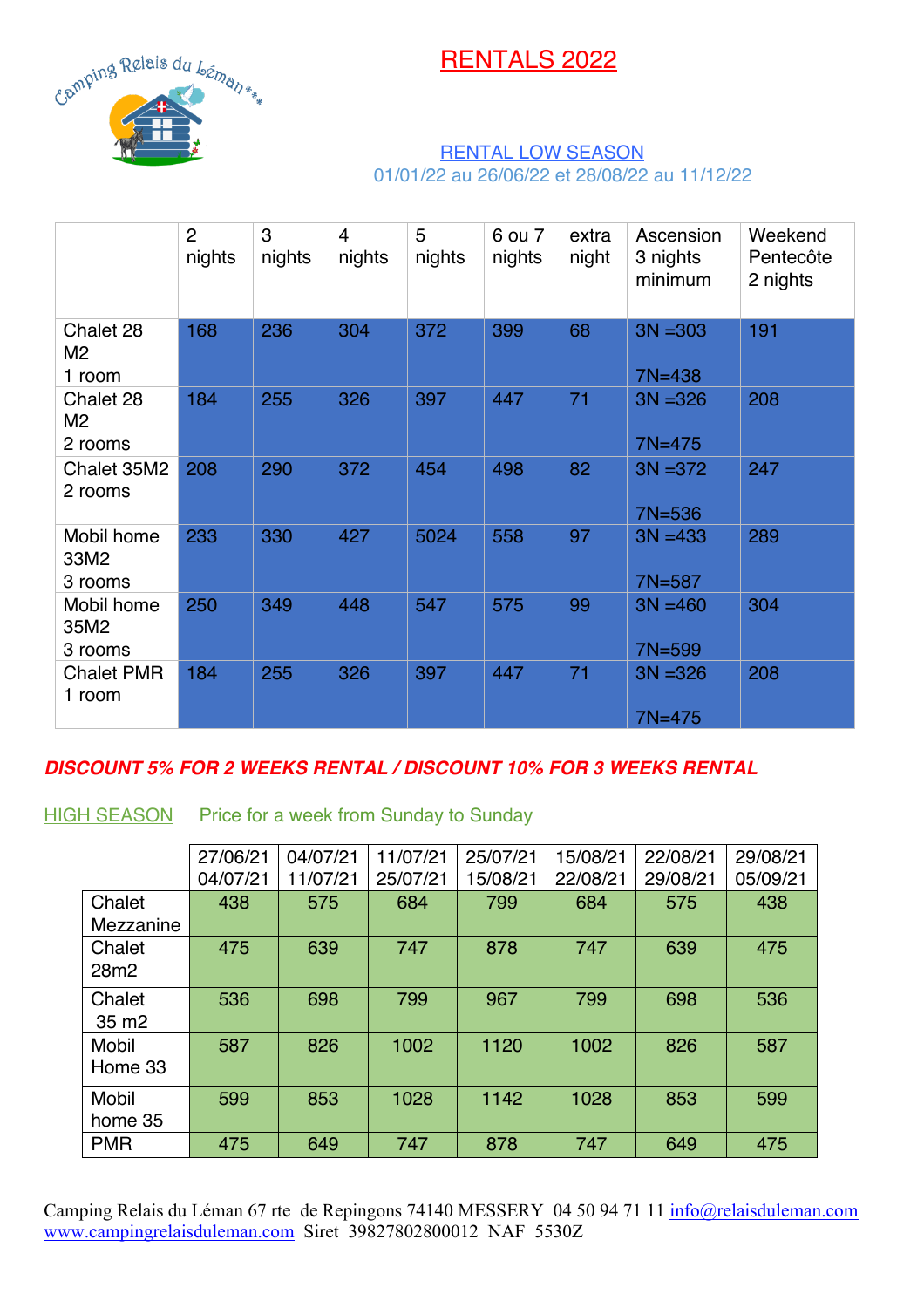Camping Relais du Léman***

# RENTALS 2022

## RENTAL LOW SEASON

01/01/22 au 26/06/22 et 28/08/22 au 11/12/22

| | 2 nights | 3 nights | 4 nights | 5 nights | 6 ou 7 nights | extra night | Ascension 3 nights minimum | Weekend Pentecôte 2 nights |
|---|---|---|---|---|---|---|---|---|
| Chalet 28 M2 1 room | 168 | 236 | 304 | 372 | 399 | 68 | 3N =303 7N=438 | 191 |
| Chalet 28 M2 2 rooms | 184 | 255 | 326 | 397 | 447 | 71 | 3N =326 7N=475 | 208 |
| Chalet 35M2 2 rooms | 208 | 290 | 372 | 454 | 498 | 82 | 3N =372 7N=536 | 247 |
| Mobil home 33M2 3 rooms | 233 | 330 | 427 | 5024 | 558 | 97 | 3N =433 7N=587 | 289 |
| Mobil home 35M2 3 rooms | 250 | 349 | 448 | 547 | 575 | 99 | 3N =460 7N=599 | 304 |
| Chalet PMR 1 room | 184 | 255 | 326 | 397 | 447 | 71 | 3N =326 7N=475 | 208 |

***DISCOUNT 5% FOR 2 WEEKS RENTAL / DISCOUNT 10% FOR 3 WEEKS RENTAL***

## HIGH SEASON

Price for a week from Sunday to Sunday

| | 27/06/21 04/07/21 | 04/07/21 11/07/21 | 11/07/21 25/07/21 | 25/07/21 15/08/21 | 15/08/21 22/08/21 | 22/08/21 29/08/21 | 29/08/21 05/09/21 |
|---|---|---|---|---|---|---|---|
| Chalet Mezzanine | 438 | 575 | 684 | 799 | 684 | 575 | 438 |
| Chalet 28m2 | 475 | 639 | 747 | 878 | 747 | 639 | 475 |
| Chalet 35 m2 | 536 | 698 | 799 | 967 | 799 | 698 | 536 |
| Mobil Home 33 | 587 | 826 | 1002 | 1120 | 1002 | 826 | 587 |
| Mobil home 35 | 599 | 853 | 1028 | 1142 | 1028 | 853 | 599 |
| PMR | 475 | 649 | 747 | 878 | 747 | 649 | 475 |

Camping Relais du Léman 67 rte de Repingons 74140 MESSERY 04 50 94 71 11 info@relaisduleman.com
www.campingrelaisduleman.com Siret 39827802800012 NAF 5530Z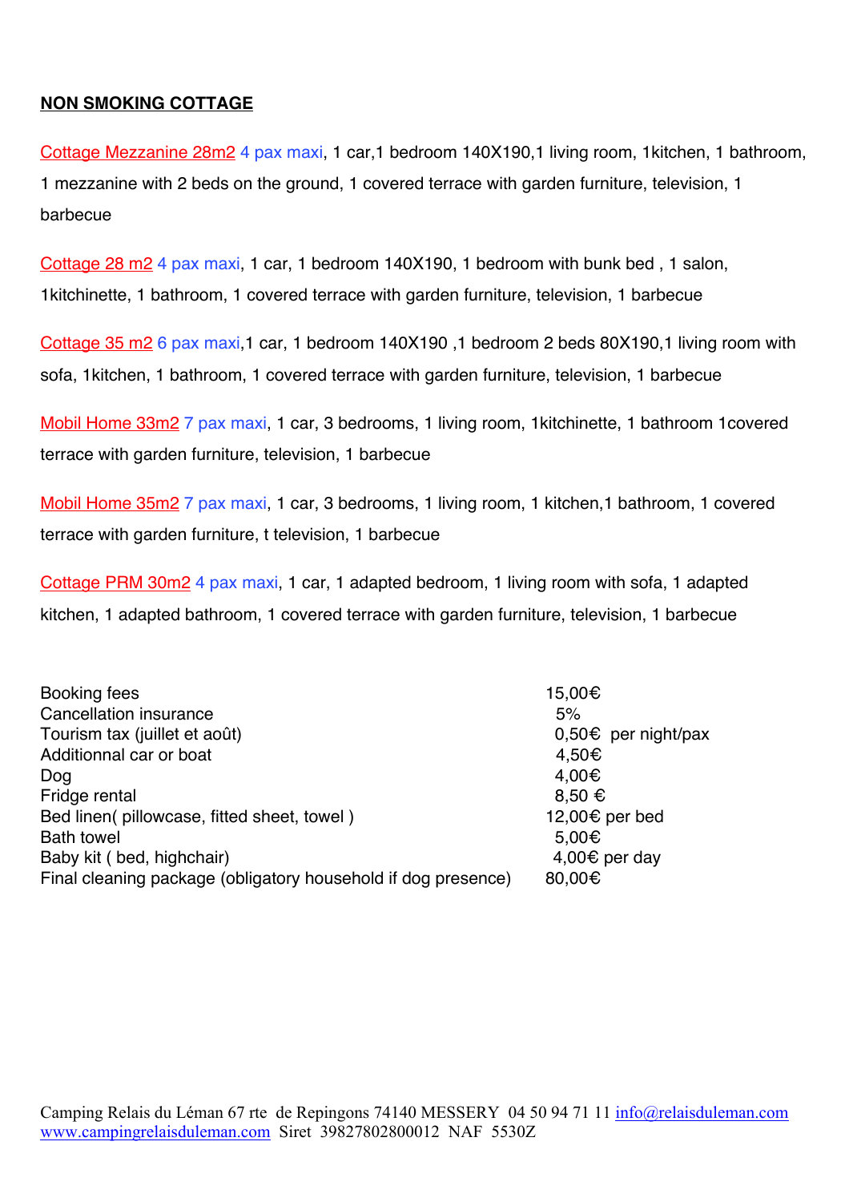**NON SMOKING COTTAGE**

Cottage Mezzanine 28m2 4 pax maxi, 1 car,1 bedroom 140X190,1 living room, 1kitchen, 1 bathroom, 1 mezzanine with 2 beds on the ground, 1 covered terrace with garden furniture, television, 1 barbecue

Cottage 28 m2 4 pax maxi, 1 car, 1 bedroom 140X190, 1 bedroom with bunk bed , 1 salon, 1kitchinette, 1 bathroom, 1 covered terrace with garden furniture, television, 1 barbecue

Cottage 35 m2 6 pax maxi,1 car, 1 bedroom 140X190 ,1 bedroom 2 beds 80X190,1 living room with sofa, 1kitchen, 1 bathroom, 1 covered terrace with garden furniture, television, 1 barbecue

Mobil Home 33m2 7 pax maxi, 1 car, 3 bedrooms, 1 living room, 1kitchinette, 1 bathroom 1covered terrace with garden furniture, television, 1 barbecue

Mobil Home 35m2 7 pax maxi, 1 car, 3 bedrooms, 1 living room, 1 kitchen,1 bathroom, 1 covered terrace with garden furniture, t television, 1 barbecue

Cottage PRM 30m2 4 pax maxi, 1 car, 1 adapted bedroom, 1 living room with sofa, 1 adapted kitchen, 1 adapted bathroom, 1 covered terrace with garden furniture, television, 1 barbecue

| | |
|---|---|
| Booking fees | 15,00€ |
| Cancellation insurance | 5% |
| Tourism tax (juillet et août) | 0,50€ per night/pax |
| Additionnal car or boat | 4,50€ |
| Dog | 4,00€ |
| Fridge rental | 8,50 € |
| Bed linen( pillowcase, fitted sheet, towel ) | 12,00€ per bed |
| Bath towel | 5,00€ |
| Baby kit ( bed, highchair) | 4,00€ per day |
| Final cleaning package (obligatory household if dog presence) | 80,00€ |

Camping Relais du Léman 67 rte de Repingons 74140 MESSERY 04 50 94 71 11 info@relaisduleman.com
www.campingrelaisduleman.com Siret 39827802800012 NAF 5530Z